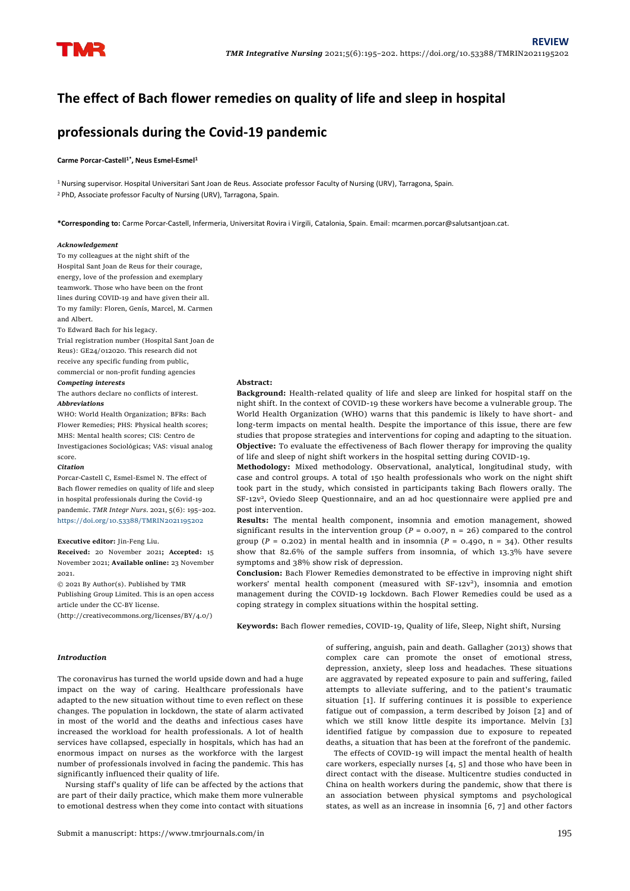REVIEW

# The effect of Bach flower remedies on quality of life and sleep in hospital professionals during the Covid-19 pandemic

**Carme Porcar-Castell[1*], Neus Esmel-Esmel[1]**

[1] Nursing supervisor. Hospital Universitari Sant Joan de Reus. Associate professor Faculty of Nursing (URV), Tarragona, Spain.
[2] PhD, Associate professor Faculty of Nursing (URV), Tarragona, Spain.

**\*Corresponding to:** Carme Porcar-Castell, Infermeria, Universitat Rovira i Virgili, Catalonia, Spain. Email: mcarmen.porcar@salutsantjoan.cat.

***Acknowledgement***

To my colleagues at the night shift of the Hospital Sant Joan de Reus for their courage, energy, love of the profession and exemplary teamwork. Those who have been on the front lines during COVID-19 and have given their all. To my family: Floren, Genís, Marcel, M. Carmen and Albert.
To Edward Bach for his legacy.
Trial registration number (Hospital Sant Joan de Reus): GE24/012020. This research did not receive any specific funding from public, commercial or non-profit funding agencies

***Competing interests***

The authors declare no conflicts of interest.

***Abbreviations***

WHO: World Health Organization; BFRs: Bach Flower Remedies; PHS: Physical health scores; MHS: Mental health scores; CIS: Centro de Investigaciones Sociológicas; VAS: visual analog score.

***Citation***

Porcar-Castell C, Esmel-Esmel N. The effect of Bach flower remedies on quality of life and sleep in hospital professionals during the Covid-19 pandemic. *TMR Integr Nurs*. 2021, 5(6): 195–202. https://doi.org/10.53388/TMRIN2021195202

**Executive editor:** Jin-Feng Liu.

**Received:** 20 November 2021**; Accepted:** 15 November 2021; **Available online:** 23 November 2021.

© 2021 By Author(s). Published by TMR Publishing Group Limited. This is an open access article under the CC-BY license. (http://creativecommons.org/licenses/BY/4.0/)

**Abstract:**

**Background:** Health-related quality of life and sleep are linked for hospital staff on the night shift. In the context of COVID-19 these workers have become a vulnerable group. The World Health Organization (WHO) warns that this pandemic is likely to have short- and long-term impacts on mental health. Despite the importance of this issue, there are few studies that propose strategies and interventions for coping and adapting to the situation.
**Objective:** To evaluate the effectiveness of Bach flower therapy for improving the quality of life and sleep of night shift workers in the hospital setting during COVID-19.
**Methodology:** Mixed methodology. Observational, analytical, longitudinal study, with case and control groups. A total of 150 health professionals who work on the night shift took part in the study, which consisted in participants taking Bach flowers orally. The SF-12v[2], Oviedo Sleep Questionnaire, and an ad hoc questionnaire were applied pre and post intervention.
**Results:** The mental health component, insomnia and emotion management, showed significant results in the intervention group ($P$ = 0.007, n = 26) compared to the control group ($P$ = 0.202) in mental health and in insomnia ($P$ = 0.490, n = 34). Other results show that 82.6% of the sample suffers from insomnia, of which 13.3% have severe symptoms and 38% show risk of depression.
**Conclusion:** Bach Flower Remedies demonstrated to be effective in improving night shift workers' mental health component (measured with SF-12v[2]), insomnia and emotion management during the COVID-19 lockdown. Bach Flower Remedies could be used as a coping strategy in complex situations within the hospital setting.

**Keywords:** Bach flower remedies, COVID-19, Quality of life, Sleep, Night shift, Nursing

## *Introduction*

The coronavirus has turned the world upside down and had a huge impact on the way of caring. Healthcare professionals have adapted to the new situation without time to even reflect on these changes. The population in lockdown, the state of alarm activated in most of the world and the deaths and infectious cases have increased the workload for health professionals. A lot of health services have collapsed, especially in hospitals, which has had an enormous impact on nurses as the workforce with the largest number of professionals involved in facing the pandemic. This has significantly influenced their quality of life.

Nursing staff's quality of life can be affected by the actions that are part of their daily practice, which make them more vulnerable to emotional destress when they come into contact with situations of suffering, anguish, pain and death. Gallagher (2013) shows that complex care can promote the onset of emotional stress, depression, anxiety, sleep loss and headaches. These situations are aggravated by repeated exposure to pain and suffering, failed attempts to alleviate suffering, and to the patient's traumatic situation [1]. If suffering continues it is possible to experience fatigue out of compassion, a term described by Joison [2] and of which we still know little despite its importance. Melvin [3] identified fatigue by compassion due to exposure to repeated deaths, a situation that has been at the forefront of the pandemic.

The effects of COVID-19 will impact the mental health of health care workers, especially nurses [4, 5] and those who have been in direct contact with the disease. Multicentre studies conducted in China on health workers during the pandemic, show that there is an association between physical symptoms and psychological states, as well as an increase in insomnia [6, 7] and other factors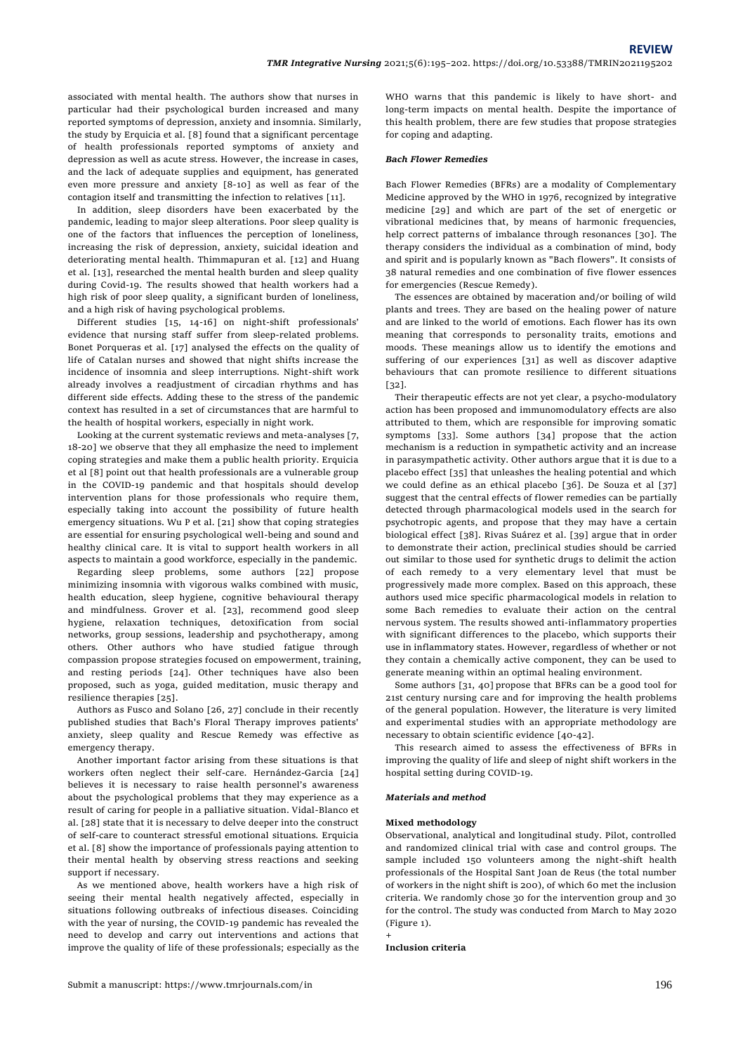associated with mental health. The authors show that nurses in particular had their psychological burden increased and many reported symptoms of depression, anxiety and insomnia. Similarly, the study by Erquicia et al. [8] found that a significant percentage of health professionals reported symptoms of anxiety and depression as well as acute stress. However, the increase in cases, and the lack of adequate supplies and equipment, has generated even more pressure and anxiety [8-10] as well as fear of the contagion itself and transmitting the infection to relatives [11].

In addition, sleep disorders have been exacerbated by the pandemic, leading to major sleep alterations. Poor sleep quality is one of the factors that influences the perception of loneliness, increasing the risk of depression, anxiety, suicidal ideation and deteriorating mental health. Thimmapuran et al. [12] and Huang et al. [13], researched the mental health burden and sleep quality during Covid-19. The results showed that health workers had a high risk of poor sleep quality, a significant burden of loneliness, and a high risk of having psychological problems.

Different studies [15, 14-16] on night-shift professionals' evidence that nursing staff suffer from sleep-related problems. Bonet Porqueras et al. [17] analysed the effects on the quality of life of Catalan nurses and showed that night shifts increase the incidence of insomnia and sleep interruptions. Night-shift work already involves a readjustment of circadian rhythms and has different side effects. Adding these to the stress of the pandemic context has resulted in a set of circumstances that are harmful to the health of hospital workers, especially in night work.

Looking at the current systematic reviews and meta-analyses [7, 18-20] we observe that they all emphasize the need to implement coping strategies and make them a public health priority. Erquicia et al [8] point out that health professionals are a vulnerable group in the COVID-19 pandemic and that hospitals should develop intervention plans for those professionals who require them, especially taking into account the possibility of future health emergency situations. Wu P et al. [21] show that coping strategies are essential for ensuring psychological well-being and sound and healthy clinical care. It is vital to support health workers in all aspects to maintain a good workforce, especially in the pandemic.

Regarding sleep problems, some authors [22] propose minimizing insomnia with vigorous walks combined with music, health education, sleep hygiene, cognitive behavioural therapy and mindfulness. Grover et al. [23], recommend good sleep hygiene, relaxation techniques, detoxification from social networks, group sessions, leadership and psychotherapy, among others. Other authors who have studied fatigue through compassion propose strategies focused on empowerment, training, and resting periods [24]. Other techniques have also been proposed, such as yoga, guided meditation, music therapy and resilience therapies [25].

Authors as Fusco and Solano [26, 27] conclude in their recently published studies that Bach's Floral Therapy improves patients' anxiety, sleep quality and Rescue Remedy was effective as emergency therapy.

Another important factor arising from these situations is that workers often neglect their self-care. Hernández-Garcia [24] believes it is necessary to raise health personnel's awareness about the psychological problems that they may experience as a result of caring for people in a palliative situation. Vidal-Blanco et al. [28] state that it is necessary to delve deeper into the construct of self-care to counteract stressful emotional situations. Erquicia et al. [8] show the importance of professionals paying attention to their mental health by observing stress reactions and seeking support if necessary.

As we mentioned above, health workers have a high risk of seeing their mental health negatively affected, especially in situations following outbreaks of infectious diseases. Coinciding with the year of nursing, the COVID-19 pandemic has revealed the need to develop and carry out interventions and actions that improve the quality of life of these professionals; especially as the WHO warns that this pandemic is likely to have short- and long-term impacts on mental health. Despite the importance of this health problem, there are few studies that propose strategies for coping and adapting.

### *Bach Flower Remedies*

Bach Flower Remedies (BFRs) are a modality of Complementary Medicine approved by the WHO in 1976, recognized by integrative medicine [29] and which are part of the set of energetic or vibrational medicines that, by means of harmonic frequencies, help correct patterns of imbalance through resonances [30]. The therapy considers the individual as a combination of mind, body and spirit and is popularly known as "Bach flowers". It consists of 38 natural remedies and one combination of five flower essences for emergencies (Rescue Remedy).

The essences are obtained by maceration and/or boiling of wild plants and trees. They are based on the healing power of nature and are linked to the world of emotions. Each flower has its own meaning that corresponds to personality traits, emotions and moods. These meanings allow us to identify the emotions and suffering of our experiences [31] as well as discover adaptive behaviours that can promote resilience to different situations [32].

Their therapeutic effects are not yet clear, a psycho-modulatory action has been proposed and immunomodulatory effects are also attributed to them, which are responsible for improving somatic symptoms [33]. Some authors [34] propose that the action mechanism is a reduction in sympathetic activity and an increase in parasympathetic activity. Other authors argue that it is due to a placebo effect [35] that unleashes the healing potential and which we could define as an ethical placebo [36]. De Souza et al [37] suggest that the central effects of flower remedies can be partially detected through pharmacological models used in the search for psychotropic agents, and propose that they may have a certain biological effect [38]. Rivas Suárez et al. [39] argue that in order to demonstrate their action, preclinical studies should be carried out similar to those used for synthetic drugs to delimit the action of each remedy to a very elementary level that must be progressively made more complex. Based on this approach, these authors used mice specific pharmacological models in relation to some Bach remedies to evaluate their action on the central nervous system. The results showed anti-inflammatory properties with significant differences to the placebo, which supports their use in inflammatory states. However, regardless of whether or not they contain a chemically active component, they can be used to generate meaning within an optimal healing environment.

Some authors [31, 40] propose that BFRs can be a good tool for 21st century nursing care and for improving the health problems of the general population. However, the literature is very limited and experimental studies with an appropriate methodology are necessary to obtain scientific evidence [40-42].

This research aimed to assess the effectiveness of BFRs in improving the quality of life and sleep of night shift workers in the hospital setting during COVID-19.

### *Materials and method*

#### Mixed methodology

Observational, analytical and longitudinal study. Pilot, controlled and randomized clinical trial with case and control groups. The sample included 150 volunteers among the night-shift health professionals of the Hospital Sant Joan de Reus (the total number of workers in the night shift is 200), of which 60 met the inclusion criteria. We randomly chose 30 for the intervention group and 30 for the control. The study was conducted from March to May 2020 (Figure 1).

+

#### Inclusion criteria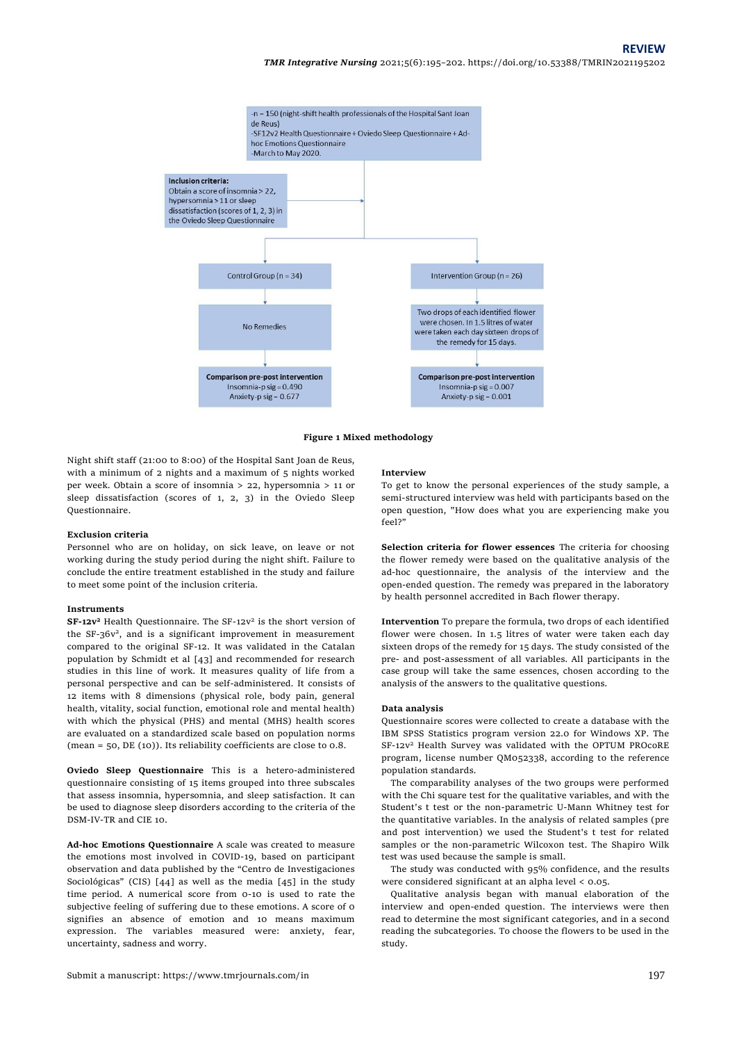-n = 150 (night-shift health professionals of the Hospital Sant Joan de Reus)
-SF12v2 Health Questionnaire + Oviedo Sleep Questionnaire + Ad-hoc Emotions Questionnaire
-March to May 2020.

**Inclusion criteria:**
Obtain a score of insomnia > 22, hypersomnia > 11 or sleep dissatisfaction (scores of 1, 2, 3) in the Oviedo Sleep Questionnaire

Control Group (n = 34)

No Remedies

**Comparison pre-post intervention**
Insomnia-p sig = 0.490
Anxiety-p sig = 0.677

Intervention Group (n = 26)

Two drops of each identified flower were chosen. In 1.5 litres of water were taken each day sixteen drops of the remedy for 15 days.

**Comparison pre-post intervention**
Insomnia-p sig = 0.007
Anxiety-p sig = 0.001

**Figure 1 Mixed methodology**

Night shift staff (21:00 to 8:00) of the Hospital Sant Joan de Reus, with a minimum of 2 nights and a maximum of 5 nights worked per week. Obtain a score of insomnia > 22, hypersomnia > 11 or sleep dissatisfaction (scores of 1, 2, 3) in the Oviedo Sleep Questionnaire.

#### Exclusion criteria

Personnel who are on holiday, on sick leave, on leave or not working during the study period during the night shift. Failure to conclude the entire treatment established in the study and failure to meet some point of the inclusion criteria.

#### Instruments

**SF-12v$^2$** Health Questionnaire. The SF-12v$^2$ is the short version of the SF-36v$^2$, and is a significant improvement in measurement compared to the original SF-12. It was validated in the Catalan population by Schmidt et al [43] and recommended for research studies in this line of work. It measures quality of life from a personal perspective and can be self-administered. It consists of 12 items with 8 dimensions (physical role, body pain, general health, vitality, social function, emotional role and mental health) with which the physical (PHS) and mental (MHS) health scores are evaluated on a standardized scale based on population norms (mean = 50, DE (10)). Its reliability coefficients are close to 0.8.

**Oviedo Sleep Questionnaire** This is a hetero-administered questionnaire consisting of 15 items grouped into three subscales that assess insomnia, hypersomnia, and sleep satisfaction. It can be used to diagnose sleep disorders according to the criteria of the DSM-IV-TR and CIE 10.

**Ad-hoc Emotions Questionnaire** A scale was created to measure the emotions most involved in COVID-19, based on participant observation and data published by the "Centro de Investigaciones Sociológicas" (CIS) [44] as well as the media [45] in the study time period. A numerical score from 0-10 is used to rate the subjective feeling of suffering due to these emotions. A score of 0 signifies an absence of emotion and 10 means maximum expression. The variables measured were: anxiety, fear, uncertainty, sadness and worry.

#### Interview

To get to know the personal experiences of the study sample, a semi-structured interview was held with participants based on the open question, "How does what you are experiencing make you feel?"

**Selection criteria for flower essences** The criteria for choosing the flower remedy were based on the qualitative analysis of the ad-hoc questionnaire, the analysis of the interview and the open-ended question. The remedy was prepared in the laboratory by health personnel accredited in Bach flower therapy.

**Intervention** To prepare the formula, two drops of each identified flower were chosen. In 1.5 litres of water were taken each day sixteen drops of the remedy for 15 days. The study consisted of the pre- and post-assessment of all variables. All participants in the case group will take the same essences, chosen according to the analysis of the answers to the qualitative questions.

#### Data analysis

Questionnaire scores were collected to create a database with the IBM SPSS Statistics program version 22.0 for Windows XP. The SF-12v$^2$ Health Survey was validated with the OPTUM PROcoRE program, license number QM052338, according to the reference population standards.

The comparability analyses of the two groups were performed with the Chi square test for the qualitative variables, and with the Student's t test or the non-parametric U-Mann Whitney test for the quantitative variables. In the analysis of related samples (pre and post intervention) we used the Student's t test for related samples or the non-parametric Wilcoxon test. The Shapiro Wilk test was used because the sample is small.

The study was conducted with 95% confidence, and the results were considered significant at an alpha level < 0.05.

Qualitative analysis began with manual elaboration of the interview and open-ended question. The interviews were then read to determine the most significant categories, and in a second reading the subcategories. To choose the flowers to be used in the study.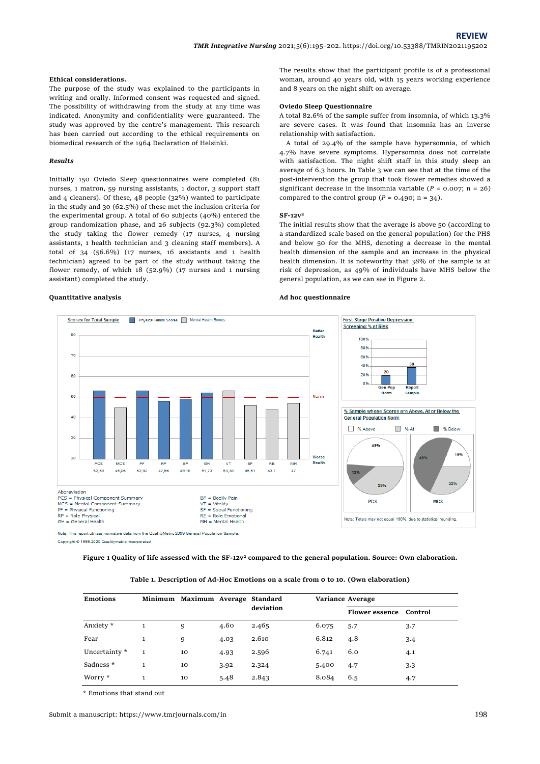**Ethical considerations.**

The purpose of the study was explained to the participants in writing and orally. Informed consent was requested and signed. The possibility of withdrawing from the study at any time was indicated. Anonymity and confidentiality were guaranteed. The study was approved by the centre's management. This research has been carried out according to the ethical requirements on biomedical research of the 1964 Declaration of Helsinki.

***Results***

Initially 150 Oviedo Sleep questionnaires were completed (81 nurses, 1 matron, 59 nursing assistants, 1 doctor, 3 support staff and 4 cleaners). Of these, 48 people (32%) wanted to participate in the study and 30 (62.5%) of these met the inclusion criteria for the experimental group. A total of 60 subjects (40%) entered the group randomization phase, and 26 subjects (92.3%) completed the study taking the flower remedy (17 nurses, 4 nursing assistants, 1 health technician and 3 cleaning staff members). A total of 34 (56.6%) (17 nurses, 16 assistants and 1 health technician) agreed to be part of the study without taking the flower remedy, of which 18 (52.9%) (17 nurses and 1 nursing assistant) completed the study.

**Quantitative analysis**

The results show that the participant profile is of a professional woman, around 40 years old, with 15 years working experience and 8 years on the night shift on average.

**Oviedo Sleep Questionnaire**

A total 82.6% of the sample suffer from insomnia, of which 13.3% are severe cases. It was found that insomnia has an inverse relationship with satisfaction.

A total of 29.4% of the sample have hypersomnia, of which 4.7% have severe symptoms. Hypersomnia does not correlate with satisfaction. The night shift staff in this study sleep an average of 6.3 hours. In Table 3 we can see that at the time of the post-intervention the group that took flower remedies showed a significant decrease in the insomnia variable ($P$ = 0.007; n = 26) compared to the control group ($P$ = 0.490; n = 34).

**SF-12v²**

The initial results show that the average is above 50 (according to a standardized scale based on the general population) for the PHS and below 50 for the MHS, denoting a decrease in the mental health dimension of the sample and an increase in the physical health dimension. It is noteworthy that 38% of the sample is at risk of depression, as 49% of individuals have MHS below the general population, as we can see in Figure 2.

**Ad hoc questionnaire**

**Figure 1 Quality of life assessed with the SF-12v² compared to the general population. Source: Own elaboration.**

**Table 1. Description of Ad-Hoc Emotions on a scale from 0 to 10. (Own elaboration)**

| Emotions | Minimum | Maximum | Average | Standard deviation | Variance | Average | |
|---|---|---|---|---|---|---|---|
| | | | | | | Flower essence | Control |
| Anxiety * | 1 | 9 | 4.60 | 2.465 | 6.075 | 5.7 | 3.7 |
| Fear | 1 | 9 | 4.03 | 2.610 | 6.812 | 4.8 | 3.4 |
| Uncertainty * | 1 | 10 | 4.93 | 2.596 | 6.741 | 6.0 | 4.1 |
| Sadness * | 1 | 10 | 3.92 | 2.324 | 5.400 | 4.7 | 3.3 |
| Worry * | 1 | 10 | 5.48 | 2.843 | 8.084 | 6.5 | 4.7 |

\* Emotions that stand out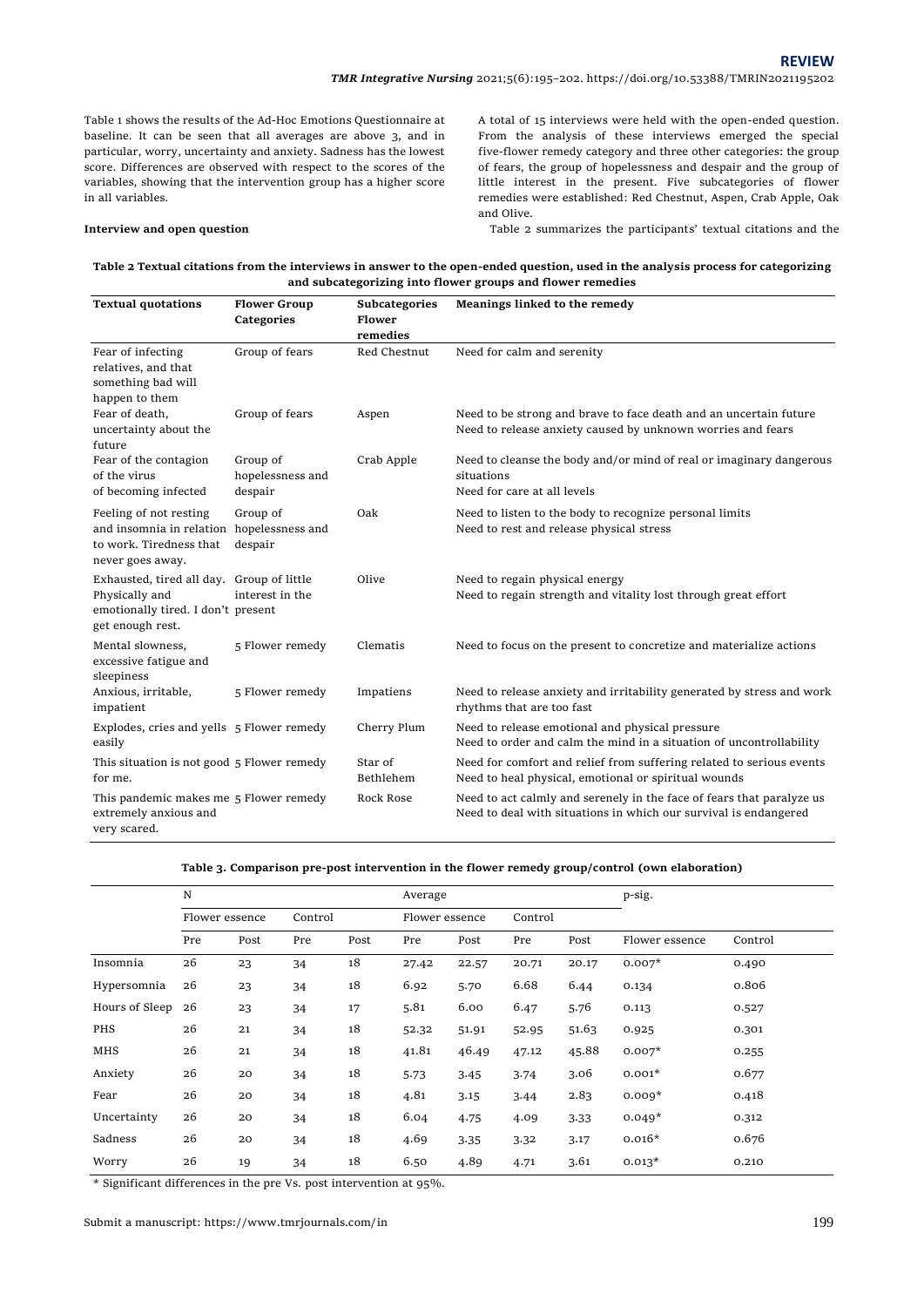Table 1 shows the results of the Ad-Hoc Emotions Questionnaire at baseline. It can be seen that all averages are above 3, and in particular, worry, uncertainty and anxiety. Sadness has the lowest score. Differences are observed with respect to the scores of the variables, showing that the intervention group has a higher score in all variables.

**Interview and open question**

A total of 15 interviews were held with the open-ended question. From the analysis of these interviews emerged the special five-flower remedy category and three other categories: the group of fears, the group of hopelessness and despair and the group of little interest in the present. Five subcategories of flower remedies were established: Red Chestnut, Aspen, Crab Apple, Oak and Olive.

Table 2 summarizes the participants' textual citations and the

**Table 2 Textual citations from the interviews in answer to the open-ended question, used in the analysis process for categorizing and subcategorizing into flower groups and flower remedies**

| Textual quotations | Flower Group Categories | Subcategories Flower remedies | Meanings linked to the remedy |
|---|---|---|---|
| Fear of infecting relatives, and that something bad will happen to them | Group of fears | Red Chestnut | Need for calm and serenity |
| Fear of death, uncertainty about the future | Group of fears | Aspen | Need to be strong and brave to face death and an uncertain future<br>Need to release anxiety caused by unknown worries and fears |
| Fear of the contagion of the virus<br>of becoming infected | Group of hopelessness and despair | Crab Apple | Need to cleanse the body and/or mind of real or imaginary dangerous situations<br>Need for care at all levels |
| Feeling of not resting and insomnia in relation to work. Tiredness that never goes away. | Group of hopelessness and despair | Oak | Need to listen to the body to recognize personal limits<br>Need to rest and release physical stress |
| Exhausted, tired all day. Physically and emotionally tired. I don't get enough rest. | Group of little interest in the present | Olive | Need to regain physical energy<br>Need to regain strength and vitality lost through great effort |
| Mental slowness, excessive fatigue and sleepiness | 5 Flower remedy | Clematis | Need to focus on the present to concretize and materialize actions |
| Anxious, irritable, impatient | 5 Flower remedy | Impatiens | Need to release anxiety and irritability generated by stress and work rhythms that are too fast |
| Explodes, cries and yells easily | 5 Flower remedy | Cherry Plum | Need to release emotional and physical pressure<br>Need to order and calm the mind in a situation of uncontrollability |
| This situation is not good for me. | 5 Flower remedy | Star of Bethlehem | Need for comfort and relief from suffering related to serious events<br>Need to heal physical, emotional or spiritual wounds |
| This pandemic makes me extremely anxious and very scared. | 5 Flower remedy | Rock Rose | Need to act calmly and serenely in the face of fears that paralyze us<br>Need to deal with situations in which our survival is endangered |

**Table 3. Comparison pre-post intervention in the flower remedy group/control (own elaboration)**

| | N | | | | Average | | | | p-sig. | |
|---|---|---|---|---|---|---|---|---|---|---|
| | Flower essence | | Control | | Flower essence | | Control | | | |
| | Pre | Post | Pre | Post | Pre | Post | Pre | Post | Flower essence | Control |
| Insomnia | 26 | 23 | 34 | 18 | 27.42 | 22.57 | 20.71 | 20.17 | 0.007* | 0.490 |
| Hypersomnia | 26 | 23 | 34 | 18 | 6.92 | 5.70 | 6.68 | 6.44 | 0.134 | 0.806 |
| Hours of Sleep | 26 | 23 | 34 | 17 | 5.81 | 6.00 | 6.47 | 5.76 | 0.113 | 0.527 |
| PHS | 26 | 21 | 34 | 18 | 52.32 | 51.91 | 52.95 | 51.63 | 0.925 | 0.301 |
| MHS | 26 | 21 | 34 | 18 | 41.81 | 46.49 | 47.12 | 45.88 | 0.007* | 0.255 |
| Anxiety | 26 | 20 | 34 | 18 | 5.73 | 3.45 | 3.74 | 3.06 | 0.001* | 0.677 |
| Fear | 26 | 20 | 34 | 18 | 4.81 | 3.15 | 3.44 | 2.83 | 0.009* | 0.418 |
| Uncertainty | 26 | 20 | 34 | 18 | 6.04 | 4.75 | 4.09 | 3.33 | 0.049* | 0.312 |
| Sadness | 26 | 20 | 34 | 18 | 4.69 | 3.35 | 3.32 | 3.17 | 0.016* | 0.676 |
| Worry | 26 | 19 | 34 | 18 | 6.50 | 4.89 | 4.71 | 3.61 | 0.013* | 0.210 |

\* Significant differences in the pre Vs. post intervention at 95%.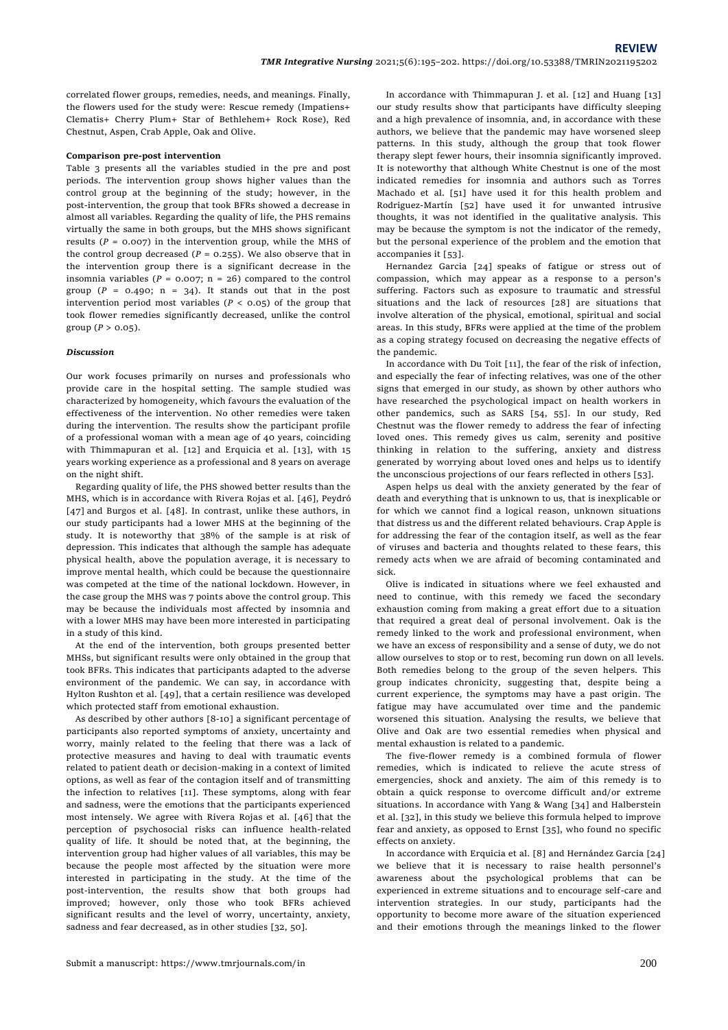correlated flower groups, remedies, needs, and meanings. Finally, the flowers used for the study were: Rescue remedy (Impatiens+ Clematis+ Cherry Plum+ Star of Bethlehem+ Rock Rose), Red Chestnut, Aspen, Crab Apple, Oak and Olive.

**Comparison pre-post intervention**

Table 3 presents all the variables studied in the pre and post periods. The intervention group shows higher values than the control group at the beginning of the study; however, in the post-intervention, the group that took BFRs showed a decrease in almost all variables. Regarding the quality of life, the PHS remains virtually the same in both groups, but the MHS shows significant results ($P$ = 0.007) in the intervention group, while the MHS of the control group decreased ($P$ = 0.255). We also observe that in the intervention group there is a significant decrease in the insomnia variables ($P$ = 0.007; n = 26) compared to the control group ($P$ = 0.490; n = 34). It stands out that in the post intervention period most variables ($P$ < 0.05) of the group that took flower remedies significantly decreased, unlike the control group ($P$ > 0.05).

***Discussion***

Our work focuses primarily on nurses and professionals who provide care in the hospital setting. The sample studied was characterized by homogeneity, which favours the evaluation of the effectiveness of the intervention. No other remedies were taken during the intervention. The results show the participant profile of a professional woman with a mean age of 40 years, coinciding with Thimmapuran et al. [12] and Erquicia et al. [13], with 15 years working experience as a professional and 8 years on average on the night shift.

Regarding quality of life, the PHS showed better results than the MHS, which is in accordance with Rivera Rojas et al. [46], Peydró [47] and Burgos et al. [48]. In contrast, unlike these authors, in our study participants had a lower MHS at the beginning of the study. It is noteworthy that 38% of the sample is at risk of depression. This indicates that although the sample has adequate physical health, above the population average, it is necessary to improve mental health, which could be because the questionnaire was competed at the time of the national lockdown. However, in the case group the MHS was 7 points above the control group. This may be because the individuals most affected by insomnia and with a lower MHS may have been more interested in participating in a study of this kind.

At the end of the intervention, both groups presented better MHSs, but significant results were only obtained in the group that took BFRs. This indicates that participants adapted to the adverse environment of the pandemic. We can say, in accordance with Hylton Rushton et al. [49], that a certain resilience was developed which protected staff from emotional exhaustion.

As described by other authors [8-10] a significant percentage of participants also reported symptoms of anxiety, uncertainty and worry, mainly related to the feeling that there was a lack of protective measures and having to deal with traumatic events related to patient death or decision-making in a context of limited options, as well as fear of the contagion itself and of transmitting the infection to relatives [11]. These symptoms, along with fear and sadness, were the emotions that the participants experienced most intensely. We agree with Rivera Rojas et al. [46] that the perception of psychosocial risks can influence health-related quality of life. It should be noted that, at the beginning, the intervention group had higher values of all variables, this may be because the people most affected by the situation were more interested in participating in the study. At the time of the post-intervention, the results show that both groups had improved; however, only those who took BFRs achieved significant results and the level of worry, uncertainty, anxiety, sadness and fear decreased, as in other studies [32, 50].

In accordance with Thimmapuran J. et al. [12] and Huang [13] our study results show that participants have difficulty sleeping and a high prevalence of insomnia, and, in accordance with these authors, we believe that the pandemic may have worsened sleep patterns. In this study, although the group that took flower therapy slept fewer hours, their insomnia significantly improved. It is noteworthy that although White Chestnut is one of the most indicated remedies for insomnia and authors such as Torres Machado et al. [51] have used it for this health problem and Rodriguez-Martín [52] have used it for unwanted intrusive thoughts, it was not identified in the qualitative analysis. This may be because the symptom is not the indicator of the remedy, but the personal experience of the problem and the emotion that accompanies it [53].

Hernandez Garcia [24] speaks of fatigue or stress out of compassion, which may appear as a response to a person's suffering. Factors such as exposure to traumatic and stressful situations and the lack of resources [28] are situations that involve alteration of the physical, emotional, spiritual and social areas. In this study, BFRs were applied at the time of the problem as a coping strategy focused on decreasing the negative effects of the pandemic.

In accordance with Du Toit [11], the fear of the risk of infection, and especially the fear of infecting relatives, was one of the other signs that emerged in our study, as shown by other authors who have researched the psychological impact on health workers in other pandemics, such as SARS [54, 55]. In our study, Red Chestnut was the flower remedy to address the fear of infecting loved ones. This remedy gives us calm, serenity and positive thinking in relation to the suffering, anxiety and distress generated by worrying about loved ones and helps us to identify the unconscious projections of our fears reflected in others [53].

Aspen helps us deal with the anxiety generated by the fear of death and everything that is unknown to us, that is inexplicable or for which we cannot find a logical reason, unknown situations that distress us and the different related behaviours. Crap Apple is for addressing the fear of the contagion itself, as well as the fear of viruses and bacteria and thoughts related to these fears, this remedy acts when we are afraid of becoming contaminated and sick.

Olive is indicated in situations where we feel exhausted and need to continue, with this remedy we faced the secondary exhaustion coming from making a great effort due to a situation that required a great deal of personal involvement. Oak is the remedy linked to the work and professional environment, when we have an excess of responsibility and a sense of duty, we do not allow ourselves to stop or to rest, becoming run down on all levels. Both remedies belong to the group of the seven helpers. This group indicates chronicity, suggesting that, despite being a current experience, the symptoms may have a past origin. The fatigue may have accumulated over time and the pandemic worsened this situation. Analysing the results, we believe that Olive and Oak are two essential remedies when physical and mental exhaustion is related to a pandemic.

The five-flower remedy is a combined formula of flower remedies, which is indicated to relieve the acute stress of emergencies, shock and anxiety. The aim of this remedy is to obtain a quick response to overcome difficult and/or extreme situations. In accordance with Yang & Wang [34] and Halberstein et al. [32], in this study we believe this formula helped to improve fear and anxiety, as opposed to Ernst [35], who found no specific effects on anxiety.

In accordance with Erquicia et al. [8] and Hernández Garcia [24] we believe that it is necessary to raise health personnel's awareness about the psychological problems that can be experienced in extreme situations and to encourage self-care and intervention strategies. In our study, participants had the opportunity to become more aware of the situation experienced and their emotions through the meanings linked to the flower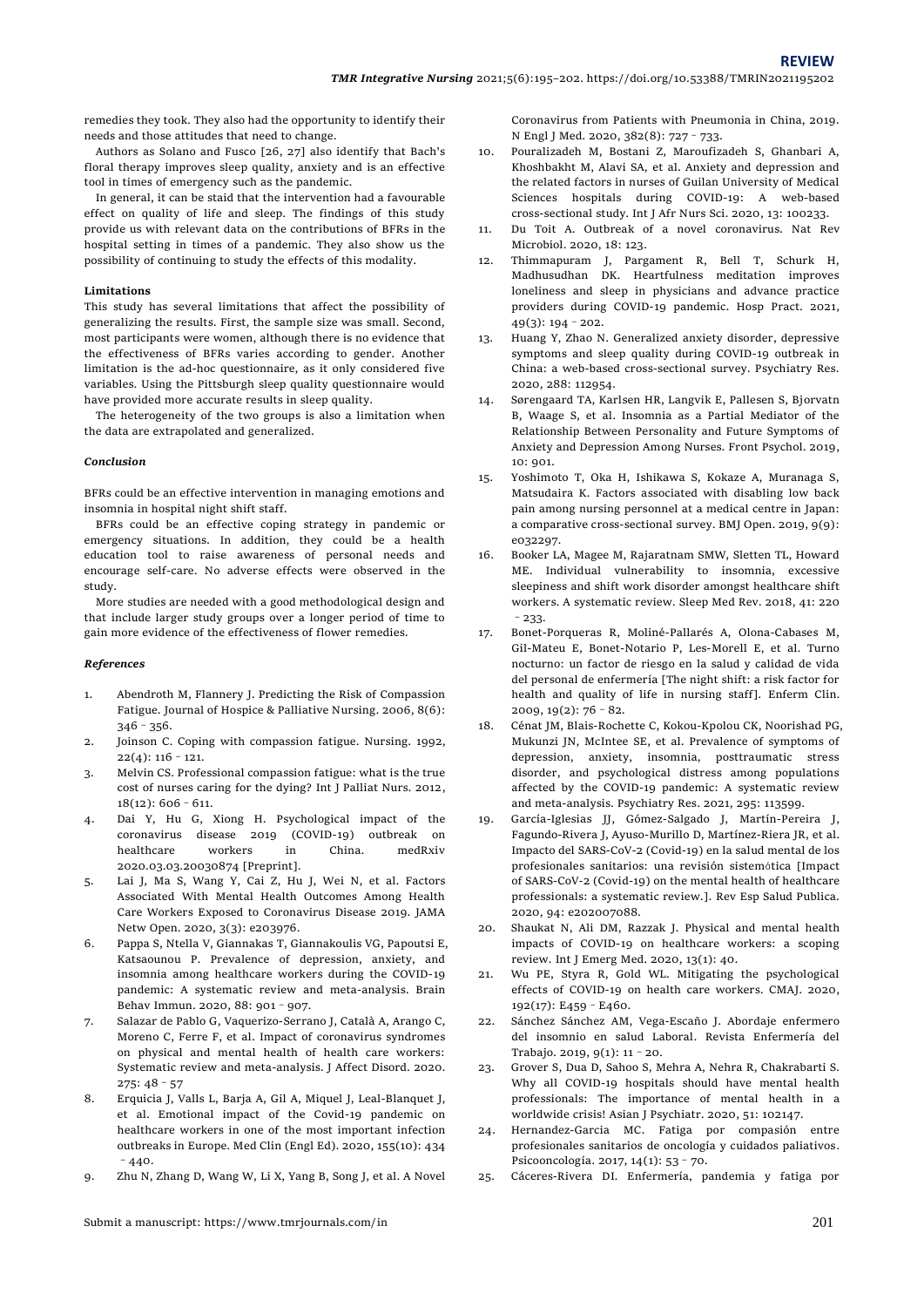remedies they took. They also had the opportunity to identify their needs and those attitudes that need to change.

Authors as Solano and Fusco [26, 27] also identify that Bach's floral therapy improves sleep quality, anxiety and is an effective tool in times of emergency such as the pandemic.

In general, it can be staid that the intervention had a favourable effect on quality of life and sleep. The findings of this study provide us with relevant data on the contributions of BFRs in the hospital setting in times of a pandemic. They also show us the possibility of continuing to study the effects of this modality.

**Limitations**

This study has several limitations that affect the possibility of generalizing the results. First, the sample size was small. Second, most participants were women, although there is no evidence that the effectiveness of BFRs varies according to gender. Another limitation is the ad-hoc questionnaire, as it only considered five variables. Using the Pittsburgh sleep quality questionnaire would have provided more accurate results in sleep quality.

The heterogeneity of the two groups is also a limitation when the data are extrapolated and generalized.

***Conclusion***

BFRs could be an effective intervention in managing emotions and insomnia in hospital night shift staff.

BFRs could be an effective coping strategy in pandemic or emergency situations. In addition, they could be a health education tool to raise awareness of personal needs and encourage self-care. No adverse effects were observed in the study.

More studies are needed with a good methodological design and that include larger study groups over a longer period of time to gain more evidence of the effectiveness of flower remedies.

***References***

1. Abendroth M, Flannery J. Predicting the Risk of Compassion Fatigue. Journal of Hospice & Palliative Nursing. 2006, 8(6): 346 - 356.
2. Joinson C. Coping with compassion fatigue. Nursing. 1992, 22(4): 116 - 121.
3. Melvin CS. Professional compassion fatigue: what is the true cost of nurses caring for the dying? Int J Palliat Nurs. 2012, 18(12): 606 - 611.
4. Dai Y, Hu G, Xiong H. Psychological impact of the coronavirus disease 2019 (COVID-19) outbreak on healthcare workers in China. medRxiv 2020.03.03.20030874 [Preprint].
5. Lai J, Ma S, Wang Y, Cai Z, Hu J, Wei N, et al. Factors Associated With Mental Health Outcomes Among Health Care Workers Exposed to Coronavirus Disease 2019. JAMA Netw Open. 2020, 3(3): e203976.
6. Pappa S, Ntella V, Giannakas T, Giannakoulis VG, Papoutsi E, Katsaounou P. Prevalence of depression, anxiety, and insomnia among healthcare workers during the COVID-19 pandemic: A systematic review and meta-analysis. Brain Behav Immun. 2020, 88: 901 - 907.
7. Salazar de Pablo G, Vaquerizo-Serrano J, Català A, Arango C, Moreno C, Ferre F, et al. Impact of coronavirus syndromes on physical and mental health of health care workers: Systematic review and meta-analysis. J Affect Disord. 2020. 275: 48 - 57
8. Erquicia J, Valls L, Barja A, Gil A, Miquel J, Leal-Blanquet J, et al. Emotional impact of the Covid-19 pandemic on healthcare workers in one of the most important infection outbreaks in Europe. Med Clin (Engl Ed). 2020, 155(10): 434 - 440.
9. Zhu N, Zhang D, Wang W, Li X, Yang B, Song J, et al. A Novel Coronavirus from Patients with Pneumonia in China, 2019. N Engl J Med. 2020, 382(8): 727 - 733.
10. Pouralizadeh M, Bostani Z, Maroufizadeh S, Ghanbari A, Khoshbakht M, Alavi SA, et al. Anxiety and depression and the related factors in nurses of Guilan University of Medical Sciences hospitals during COVID-19: A web-based cross-sectional study. Int J Afr Nurs Sci. 2020, 13: 100233.
11. Du Toit A. Outbreak of a novel coronavirus. Nat Rev Microbiol. 2020, 18: 123.
12. Thimmapuram J, Pargament R, Bell T, Schurk H, Madhusudhan DK. Heartfulness meditation improves loneliness and sleep in physicians and advance practice providers during COVID-19 pandemic. Hosp Pract. 2021, 49(3): 194 - 202.
13. Huang Y, Zhao N. Generalized anxiety disorder, depressive symptoms and sleep quality during COVID-19 outbreak in China: a web-based cross-sectional survey. Psychiatry Res. 2020, 288: 112954.
14. Sørengaard TA, Karlsen HR, Langvik E, Pallesen S, Bjorvatn B, Waage S, et al. Insomnia as a Partial Mediator of the Relationship Between Personality and Future Symptoms of Anxiety and Depression Among Nurses. Front Psychol. 2019, 10: 901.
15. Yoshimoto T, Oka H, Ishikawa S, Kokaze A, Muranaga S, Matsudaira K. Factors associated with disabling low back pain among nursing personnel at a medical centre in Japan: a comparative cross-sectional survey. BMJ Open. 2019, 9(9): e032297.
16. Booker LA, Magee M, Rajaratnam SMW, Sletten TL, Howard ME. Individual vulnerability to insomnia, excessive sleepiness and shift work disorder amongst healthcare shift workers. A systematic review. Sleep Med Rev. 2018, 41: 220 - 233.
17. Bonet-Porqueras R, Moliné-Pallarés A, Olona-Cabases M, Gil-Mateu E, Bonet-Notario P, Les-Morell E, et al. Turno nocturno: un factor de riesgo en la salud y calidad de vida del personal de enfermería [The night shift: a risk factor for health and quality of life in nursing staff]. Enferm Clin. 2009, 19(2): 76 - 82.
18. Cénat JM, Blais-Rochette C, Kokou-Kpolou CK, Noorishad PG, Mukunzi JN, McIntee SE, et al. Prevalence of symptoms of depression, anxiety, insomnia, posttraumatic stress disorder, and psychological distress among populations affected by the COVID-19 pandemic: A systematic review and meta-analysis. Psychiatry Res. 2021, 295: 113599.
19. García-Iglesias JJ, Gómez-Salgado J, Martín-Pereira J, Fagundo-Rivera J, Ayuso-Murillo D, Martínez-Riera JR, et al. Impacto del SARS-CoV-2 (Covid-19) en la salud mental de los profesionales sanitarios: una revisión sistemática [Impact of SARS-CoV-2 (Covid-19) on the mental health of healthcare professionals: a systematic review.]. Rev Esp Salud Publica. 2020, 94: e202007088.
20. Shaukat N, Ali DM, Razzak J. Physical and mental health impacts of COVID-19 on healthcare workers: a scoping review. Int J Emerg Med. 2020, 13(1): 40.
21. Wu PE, Styra R, Gold WL. Mitigating the psychological effects of COVID-19 on health care workers. CMAJ. 2020, 192(17): E459 - E460.
22. Sánchez Sánchez AM, Vega-Escaño J. Abordaje enfermero del insomnio en salud Laboral. Revista Enfermería del Trabajo. 2019, 9(1): 11 - 20.
23. Grover S, Dua D, Sahoo S, Mehra A, Nehra R, Chakrabarti S. Why all COVID-19 hospitals should have mental health professionals: The importance of mental health in a worldwide crisis! Asian J Psychiatr. 2020, 51: 102147.
24. Hernandez-Garcia MC. Fatiga por compasión entre profesionales sanitarios de oncología y cuidados paliativos. Psicooncología. 2017, 14(1): 53 - 70.
25. Cáceres-Rivera DI. Enfermería, pandemia y fatiga por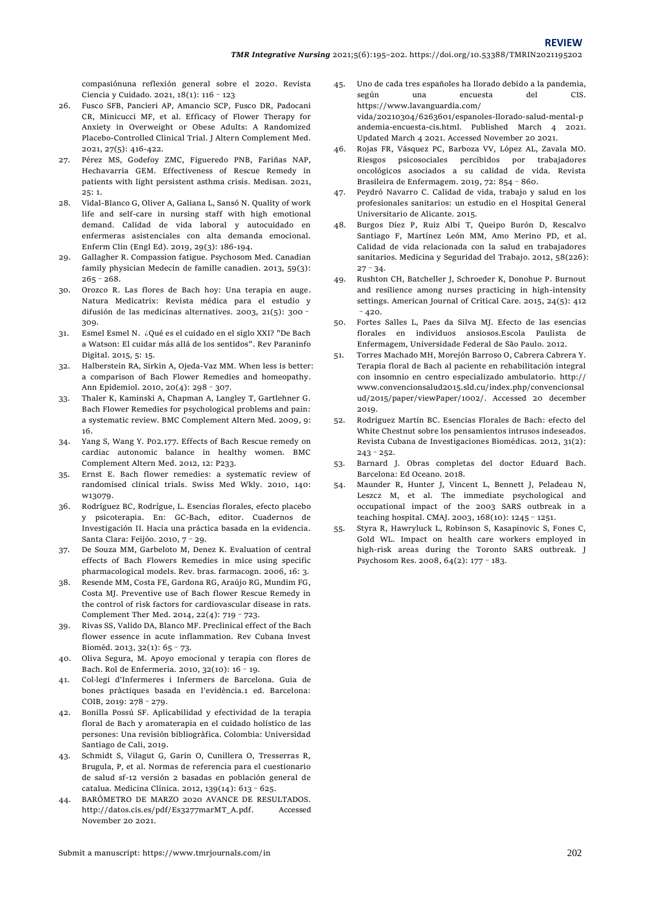compasiónuna reflexión general sobre el 2020. Revista Ciencia y Cuidado. 2021, 18(1): 116 - 123

26. Fusco SFB, Pancieri AP, Amancio SCP, Fusco DR, Padocani CR, Minicucci MF, et al. Efficacy of Flower Therapy for Anxiety in Overweight or Obese Adults: A Randomized Placebo-Controlled Clinical Trial. J Altern Complement Med. 2021, 27(5): 416-422.
27. Pérez MS, Godefoy ZMC, Figueredo PNB, Fariñas NAP, Hechavarria GEM. Effectiveness of Rescue Remedy in patients with light persistent asthma crisis. Medisan. 2021, 25: 1.
28. Vidal-Blanco G, Oliver A, Galiana L, Sansó N. Quality of work life and self-care in nursing staff with high emotional demand. Calidad de vida laboral y autocuidado en enfermeras asistenciales con alta demanda emocional. Enferm Clin (Engl Ed). 2019, 29(3): 186-194.
29. Gallagher R. Compassion fatigue. Psychosom Med. Canadian family physician Medecin de famille canadien. 2013, 59(3): 265 - 268.
30. Orozco R. Las flores de Bach hoy: Una terapia en auge. Natura Medicatrix: Revista médica para el estudio y difusión de las medicinas alternatives. 2003, 21(5): 300 - 309.
31. Esmel Esmel N. ¿Qué es el cuidado en el siglo XXI? "De Bach a Watson: El cuidar más allá de los sentidos". Rev Paraninfo Digital. 2015, 5: 15.
32. Halberstein RA, Sirkin A, Ojeda-Vaz MM. When less is better: a comparison of Bach Flower Remedies and homeopathy. Ann Epidemiol. 2010, 20(4): 298 - 307.
33. Thaler K, Kaminski A, Chapman A, Langley T, Gartlehner G. Bach Flower Remedies for psychological problems and pain: a systematic review. BMC Complement Altern Med. 2009, 9: 16.
34. Yang S, Wang Y. P02.177. Effects of Bach Rescue remedy on cardiac autonomic balance in healthy women. BMC Complement Altern Med. 2012, 12: P233.
35. Ernst E. Bach flower remedies: a systematic review of randomised clinical trials. Swiss Med Wkly. 2010, 140: w13079.
36. Rodríguez BC, Rodrígue, L. Esencias florales, efecto placebo y psicoterapia. En: GC-Bach, editor. Cuadernos de Investigación II. Hacia una práctica basada en la evidencia. Santa Clara: Feijóo. 2010, 7 - 29.
37. De Souza MM, Garbeloto M, Denez K. Evaluation of central effects of Bach Flowers Remedies in mice using specific pharmacological models. Rev. bras. farmacogn. 2006, 16: 3.
38. Resende MM, Costa FE, Gardona RG, Araújo RG, Mundim FG, Costa MJ. Preventive use of Bach flower Rescue Remedy in the control of risk factors for cardiovascular disease in rats. Complement Ther Med. 2014, 22(4): 719 - 723.
39. Rivas SS, Valido DA, Blanco MF. Preclinical effect of the Bach flower essence in acute inflammation. Rev Cubana Invest Bioméd. 2013, 32(1): 65 - 73.
40. Oliva Segura, M. Apoyo emocional y terapia con flores de Bach. Rol de Enfermeria. 2010, 32(10): 16 - 19.
41. Col·legi d'Infermeres i Infermers de Barcelona. Guia de bones pràctiques basada en l'evidència.1 ed. Barcelona: COIB, 2019: 278 - 279.
42. Bonilla Possú SF. Aplicabilidad y efectividad de la terapia floral de Bach y aromaterapia en el cuidado holístico de las persones: Una revisión bibliogràfica. Colombia: Universidad Santiago de Cali, 2019.
43. Schmidt S, Vilagut G, Garin O, Cunillera O, Tresserras R, Brugula, P, et al. Normas de referencia para el cuestionario de salud sf-12 versión 2 basadas en población general de catalua. Medicina Clínica. 2012, 139(14): 613 - 625.
44. BARÓMETRO DE MARZO 2020 AVANCE DE RESULTADOS. http://datos.cis.es/pdf/Es3277marMT_A.pdf. Accessed November 20 2021.
45. Uno de cada tres españoles ha llorado debido a la pandemia, según una encuesta del CIS. https://www.lavanguardia.com/vida/20210304/6263601/espanoles-llorado-salud-mental-pandemia-encuesta-cis.html. Published March 4 2021. Updated March 4 2021. Accessed November 20 2021.
46. Rojas FR, Vásquez PC, Barboza VV, López AL, Zavala MO. Riesgos psicosociales percibidos por trabajadores oncológicos asociados a su calidad de vida. Revista Brasileira de Enfermagem. 2019, 72: 854 - 860.
47. Peydró Navarro C. Calidad de vida, trabajo y salud en los profesionales sanitarios: un estudio en el Hospital General Universitario de Alicante. 2015.
48. Burgos Díez P, Ruiz Albi T, Queipo Burón D, Rescalvo Santiago F, Martínez León MM, Amo Merino PD, et al. Calidad de vida relacionada con la salud en trabajadores sanitarios. Medicina y Seguridad del Trabajo. 2012, 58(226): 27 - 34.
49. Rushton CH, Batcheller J, Schroeder K, Donohue P. Burnout and resilience among nurses practicing in high-intensity settings. American Journal of Critical Care. 2015, 24(5): 412 - 420.
50. Fortes Salles L, Paes da Silva MJ. Efecto de las esencias florales en individuos ansiosos.Escola Paulista de Enfermagem, Universidade Federal de São Paulo. 2012.
51. Torres Machado MH, Morejón Barroso O, Cabrera Cabrera Y. Terapia floral de Bach al paciente en rehabilitación integral con insomnio en centro especializado ambulatorio. http://www.convencionsalud2015.sld.cu/index.php/convencionsalud/2015/paper/viewPaper/1002/. Accessed 20 december 2019.
52. Rodríguez Martín BC. Esencias Florales de Bach: efecto del White Chestnut sobre los pensamientos intrusos indeseados. Revista Cubana de Investigaciones Biomédicas. 2012, 31(2): 243 - 252.
53. Barnard J. Obras completas del doctor Eduard Bach. Barcelona: Ed Oceano. 2018.
54. Maunder R, Hunter J, Vincent L, Bennett J, Peladeau N, Leszcz M, et al. The immediate psychological and occupational impact of the 2003 SARS outbreak in a teaching hospital. CMAJ. 2003, 168(10): 1245 - 1251.
55. Styra R, Hawryluck L, Robinson S, Kasapinovic S, Fones C, Gold WL. Impact on health care workers employed in high-risk areas during the Toronto SARS outbreak. J Psychosom Res. 2008, 64(2): 177 - 183.